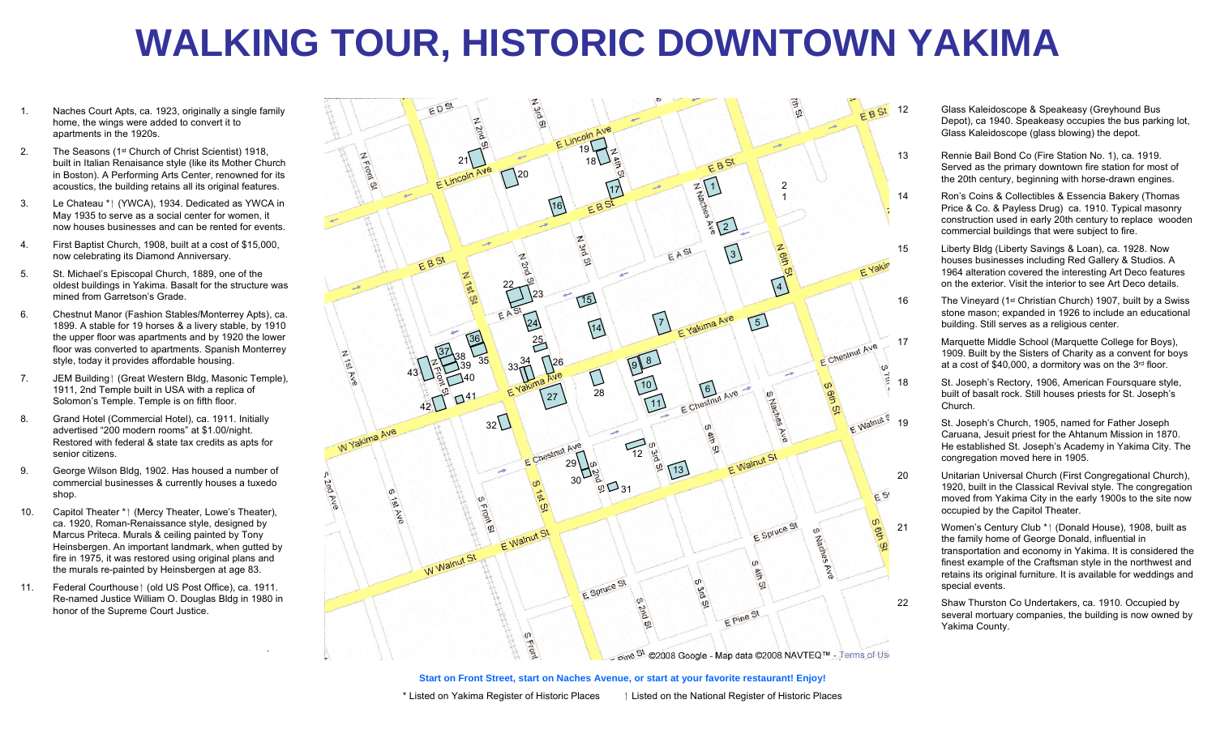# WALKING TOUR, HISTORIC DOWNTOWN YAKIMA

1. Naches Court Apts, ca. 1923, originally a single family home, the wings were added to convert it to apartments in the 1920s.
2. The Seasons (1st Church of Christ Scientist) 1918, built in Italian Renaissance style (like its Mother Church in Boston). A Performing Arts Center, renowned for its acoustics, the building retains all its original features.
3. Le Chateau *† (YWCA), 1934. Dedicated as YWCA in May 1935 to serve as a social center for women, it now houses businesses and can be rented for events.
4. First Baptist Church, 1908, built at a cost of $15,000, now celebrating its Diamond Anniversary.
5. St. Michael's Episcopal Church, 1889, one of the oldest buildings in Yakima. Basalt for the structure was mined from Garretson's Grade.
6. Chestnut Manor (Fashion Stables/Monterrey Apts), ca. 1899. A stable for 19 horses & a livery stable, by 1910 the upper floor was apartments and by 1920 the lower floor was converted to apartments. Spanish Monterrey style, today it provides affordable housing.
7. JEM Building† (Great Western Bldg, Masonic Temple), 1911, 2nd Temple built in USA with a replica of Solomon's Temple. Temple is on fifth floor.
8. Grand Hotel (Commercial Hotel), ca. 1911. Initially advertised "200 modern rooms" at $1.00/night. Restored with federal & state tax credits as apts for senior citizens.
9. George Wilson Bldg, 1902. Has housed a number of commercial businesses & currently houses a tuxedo shop.
10. Capitol Theater *† (Mercy Theater, Lowe's Theater), ca. 1920, Roman-Renaissance style, designed by Marcus Priteca. Murals & ceiling painted by Tony Heinsbergen. An important landmark, when gutted by fire in 1975, it was restored using original plans and the murals re-painted by Heinsbergen at age 83.
11. Federal Courthouse† (old US Post Office), ca. 1911. Re-named Justice William O. Douglas Bldg in 1980 in honor of the Supreme Court Justice.
12. Glass Kaleidoscope & Speakeasy (Greyhound Bus Depot), ca 1940. Speakeasy occupies the bus parking lot, Glass Kaleidoscope (glass blowing) the depot.
13. Rennie Bail Bond Co (Fire Station No. 1), ca. 1919. Served as the primary downtown fire station for most of the 20th century, beginning with horse-drawn engines.
14. Ron's Coins & Collectibles & Essencia Bakery (Thomas Price & Co. & Payless Drug) ca. 1910. Typical masonry construction used in early 20th century to replace wooden commercial buildings that were subject to fire.
15. Liberty Bldg (Liberty Savings & Loan), ca. 1928. Now houses businesses including Red Gallery & Studios. A 1964 alteration covered the interesting Art Deco features on the exterior. Visit the interior to see Art Deco details.
16. The Vineyard (1st Christian Church) 1907, built by a Swiss stone mason; expanded in 1926 to include an educational building. Still serves as a religious center.
17. Marquette Middle School (Marquette College for Boys), 1909. Built by the Sisters of Charity as a convent for boys at a cost of $40,000, a dormitory was on the 3rd floor.
18. St. Joseph's Rectory, 1906, American Foursquare style, built of basalt rock. Still houses priests for St. Joseph's Church.
19. St. Joseph's Church, 1905, named for Father Joseph Caruana, Jesuit priest for the Ahtanum Mission in 1870. He established St. Joseph's Academy in Yakima City. The congregation moved here in 1905.
20. Unitarian Universal Church (First Congregational Church), 1920, built in the Classical Revival style. The congregation moved from Yakima City in the early 1900s to the site now occupied by the Capitol Theater.
21. Women's Century Club *† (Donald House), 1908, built as the family home of George Donald, influential in transportation and economy in Yakima. It is considered the finest example of the Craftsman style in the northwest and retains its original furniture. It is available for weddings and special events.
22. Shaw Thurston Co Undertakers, ca. 1910. Occupied by several mortuary companies, the building is now owned by Yakima County.

©2008 Google - Map data ©2008 NAVTEQ™ - Terms of Use

**Start on Front Street, start on Naches Avenue, or start at your favorite restaurant! Enjoy!**

\* Listed on Yakima Register of Historic Places    † Listed on the National Register of Historic Places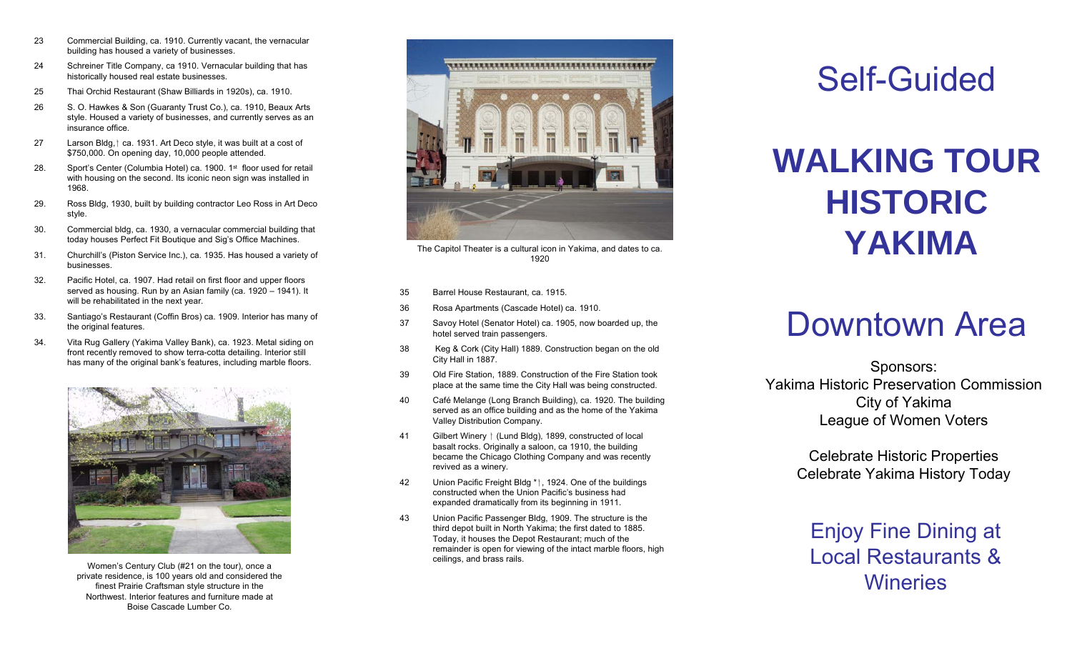23 Commercial Building, ca. 1910. Currently vacant, the vernacular building has housed a variety of businesses.

24 Schreiner Title Company, ca 1910. Vernacular building that has historically housed real estate businesses.

25 Thai Orchid Restaurant (Shaw Billiards in 1920s), ca. 1910.

26 S. O. Hawkes & Son (Guaranty Trust Co.), ca. 1910, Beaux Arts style. Housed a variety of businesses, and currently serves as an insurance office.

27 Larson Bldg,↑ ca. 1931. Art Deco style, it was built at a cost of $750,000. On opening day, 10,000 people attended.

28. Sport's Center (Columbia Hotel) ca. 1900. 1st floor used for retail with housing on the second. Its iconic neon sign was installed in 1968.

29. Ross Bldg, 1930, built by building contractor Leo Ross in Art Deco style.

30. Commercial bldg, ca. 1930, a vernacular commercial building that today houses Perfect Fit Boutique and Sig's Office Machines.

31. Churchill's (Piston Service Inc.), ca. 1935. Has housed a variety of businesses.

32. Pacific Hotel, ca. 1907. Had retail on first floor and upper floors served as housing. Run by an Asian family (ca. 1920 – 1941). It will be rehabilitated in the next year.

33. Santiago's Restaurant (Coffin Bros) ca. 1909. Interior has many of the original features.

34. Vita Rug Gallery (Yakima Valley Bank), ca. 1923. Metal siding on front recently removed to show terra-cotta detailing. Interior still has many of the original bank's features, including marble floors.

Women's Century Club (#21 on the tour), once a private residence, is 100 years old and considered the finest Prairie Craftsman style structure in the Northwest. Interior features and furniture made at Boise Cascade Lumber Co.

The Capitol Theater is a cultural icon in Yakima, and dates to ca. 1920

35 Barrel House Restaurant, ca. 1915.

36 Rosa Apartments (Cascade Hotel) ca. 1910.

37 Savoy Hotel (Senator Hotel) ca. 1905, now boarded up, the hotel served train passengers.

38 Keg & Cork (City Hall) 1889. Construction began on the old City Hall in 1887.

39 Old Fire Station, 1889. Construction of the Fire Station took place at the same time the City Hall was being constructed.

40 Café Melange (Long Branch Building), ca. 1920. The building served as an office building and as the home of the Yakima Valley Distribution Company.

41 Gilbert Winery ↑ (Lund Bldg), 1899, constructed of local basalt rocks. Originally a saloon, ca 1910, the building became the Chicago Clothing Company and was recently revived as a winery.

42 Union Pacific Freight Bldg *↑, 1924. One of the buildings constructed when the Union Pacific's business had expanded dramatically from its beginning in 1911.

43 Union Pacific Passenger Bldg, 1909. The structure is the third depot built in North Yakima; the first dated to 1885. Today, it houses the Depot Restaurant; much of the remainder is open for viewing of the intact marble floors, high ceilings, and brass rails.

# Self-Guided

# **WALKING TOUR HISTORIC YAKIMA**

# Downtown Area

Sponsors:
Yakima Historic Preservation Commission
City of Yakima
League of Women Voters

Celebrate Historic Properties
Celebrate Yakima History Today

## Enjoy Fine Dining at Local Restaurants & Wineries